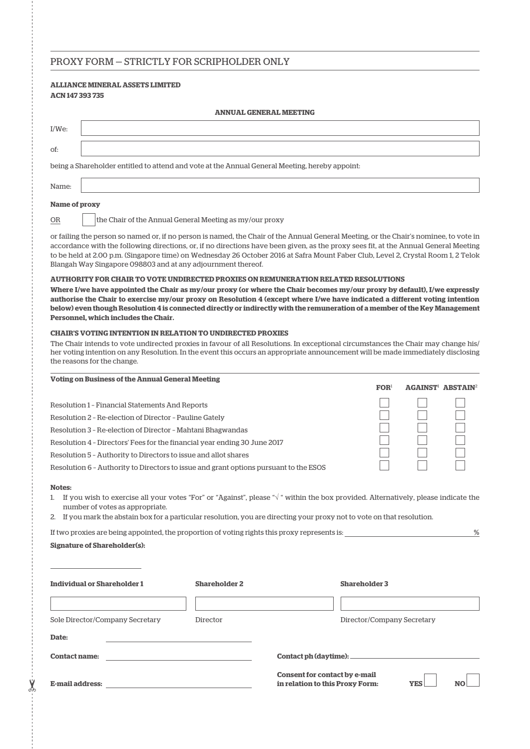# PROXY FORM – STRICTLY FOR SCRIPHOLDER ONLY

**ALLIANCE MINERAL ASSETS LIMITED**
**ACN 147 393 735**

**ANNUAL GENERAL MEETING**

I/We: ____________________

of: ____________________

being a Shareholder entitled to attend and vote at the Annual General Meeting, hereby appoint:

Name: ____________________

**Name of proxy**

OR ☐ the Chair of the Annual General Meeting as my/our proxy

or failing the person so named or, if no person is named, the Chair of the Annual General Meeting, or the Chair's nominee, to vote in accordance with the following directions, or, if no directions have been given, as the proxy sees fit, at the Annual General Meeting to be held at 2.00 p.m. (Singapore time) on Wednesday 26 October 2016 at Safra Mount Faber Club, Level 2, Crystal Room 1, 2 Telok Blangah Way Singapore 098803 and at any adjournment thereof.

**AUTHORITY FOR CHAIR TO VOTE UNDIRECTED PROXIES ON REMUNERATION RELATED RESOLUTIONS**

**Where I/we have appointed the Chair as my/our proxy (or where the Chair becomes my/our proxy by default), I/we expressly authorise the Chair to exercise my/our proxy on Resolution 4 (except where I/we have indicated a different voting intention below) even though Resolution 4 is connected directly or indirectly with the remuneration of a member of the Key Management Personnel, which includes the Chair.**

**CHAIR'S VOTING INTENTION IN RELATION TO UNDIRECTED PROXIES**

The Chair intends to vote undirected proxies in favour of all Resolutions. In exceptional circumstances the Chair may change his/her voting intention on any Resolution. In the event this occurs an appropriate announcement will be made immediately disclosing the reasons for the change.

| Voting on Business of the Annual General Meeting | FOR[1] | AGAINST[1] | ABSTAIN[2] |
|---|---|---|---|
| Resolution 1 – Financial Statements And Reports | ☐ | ☐ | ☐ |
| Resolution 2 – Re-election of Director – Pauline Gately | ☐ | ☐ | ☐ |
| Resolution 3 – Re-election of Director – Mahtani Bhagwandas | ☐ | ☐ | ☐ |
| Resolution 4 – Directors' Fees for the financial year ending 30 June 2017 | ☐ | ☐ | ☐ |
| Resolution 5 – Authority to Directors to issue and allot shares | ☐ | ☐ | ☐ |
| Resolution 6 – Authority to Directors to issue and grant options pursuant to the ESOS | ☐ | ☐ | ☐ |

**Notes:**

1. If you wish to exercise all your votes "For" or "Against", please "√ " within the box provided. Alternatively, please indicate the number of votes as appropriate.
2. If you mark the abstain box for a particular resolution, you are directing your proxy not to vote on that resolution.

If two proxies are being appointed, the proportion of voting rights this proxy represents is: ____________________ %

**Signature of Shareholder(s):**

| **Individual or Shareholder 1** | **Shareholder 2** | **Shareholder 3** |
|---|---|---|
| | | |
| Sole Director/Company Secretary | Director | Director/Company Secretary |

**Date:** ____________________

**Contact name:** ____________________ **Contact ph (daytime):** ____________________

**E-mail address:** ____________________ **Consent for contact by e-mail in relation to this Proxy Form:** **YES** ☐ **NO** ☐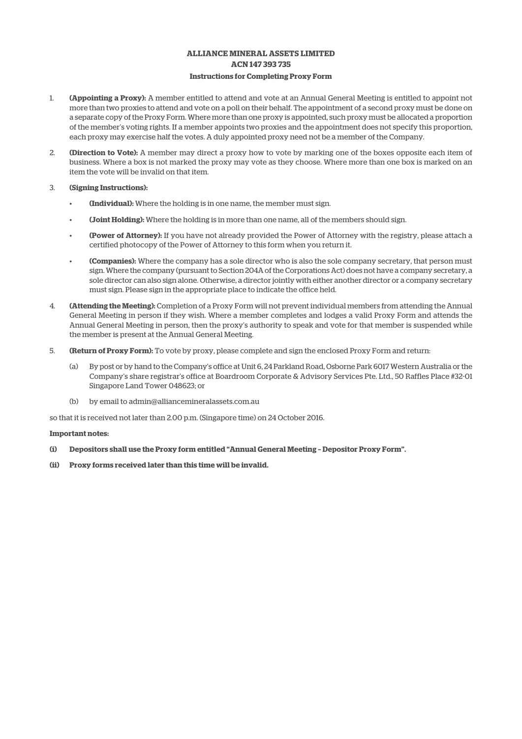# ALLIANCE MINERAL ASSETS LIMITED
## ACN 147 393 735
### Instructions for Completing Proxy Form

1. **(Appointing a Proxy):** A member entitled to attend and vote at an Annual General Meeting is entitled to appoint not more than two proxies to attend and vote on a poll on their behalf. The appointment of a second proxy must be done on a separate copy of the Proxy Form. Where more than one proxy is appointed, such proxy must be allocated a proportion of the member's voting rights. If a member appoints two proxies and the appointment does not specify this proportion, each proxy may exercise half the votes. A duly appointed proxy need not be a member of the Company.

2. **(Direction to Vote):** A member may direct a proxy how to vote by marking one of the boxes opposite each item of business. Where a box is not marked the proxy may vote as they choose. Where more than one box is marked on an item the vote will be invalid on that item.

3. **(Signing Instructions):**
   - **(Individual):** Where the holding is in one name, the member must sign.
   - **(Joint Holding):** Where the holding is in more than one name, all of the members should sign.
   - **(Power of Attorney):** If you have not already provided the Power of Attorney with the registry, please attach a certified photocopy of the Power of Attorney to this form when you return it.
   - **(Companies):** Where the company has a sole director who is also the sole company secretary, that person must sign. Where the company (pursuant to Section 204A of the Corporations Act) does not have a company secretary, a sole director can also sign alone. Otherwise, a director jointly with either another director or a company secretary must sign. Please sign in the appropriate place to indicate the office held.

4. **(Attending the Meeting):** Completion of a Proxy Form will not prevent individual members from attending the Annual General Meeting in person if they wish. Where a member completes and lodges a valid Proxy Form and attends the Annual General Meeting in person, then the proxy's authority to speak and vote for that member is suspended while the member is present at the Annual General Meeting.

5. **(Return of Proxy Form):** To vote by proxy, please complete and sign the enclosed Proxy Form and return:

   (a) By post or by hand to the Company's office at Unit 6, 24 Parkland Road, Osborne Park 6017 Western Australia or the Company's share registrar's office at Boardroom Corporate & Advisory Services Pte. Ltd., 50 Raffles Place #32-01 Singapore Land Tower 048623; or

   (b) by email to admin@alliancemineralassets.com.au

so that it is received not later than 2.00 p.m. (Singapore time) on 24 October 2016.

**Important notes:**

**(i) Depositors shall use the Proxy form entitled "Annual General Meeting – Depositor Proxy Form".**

**(ii) Proxy forms received later than this time will be invalid.**